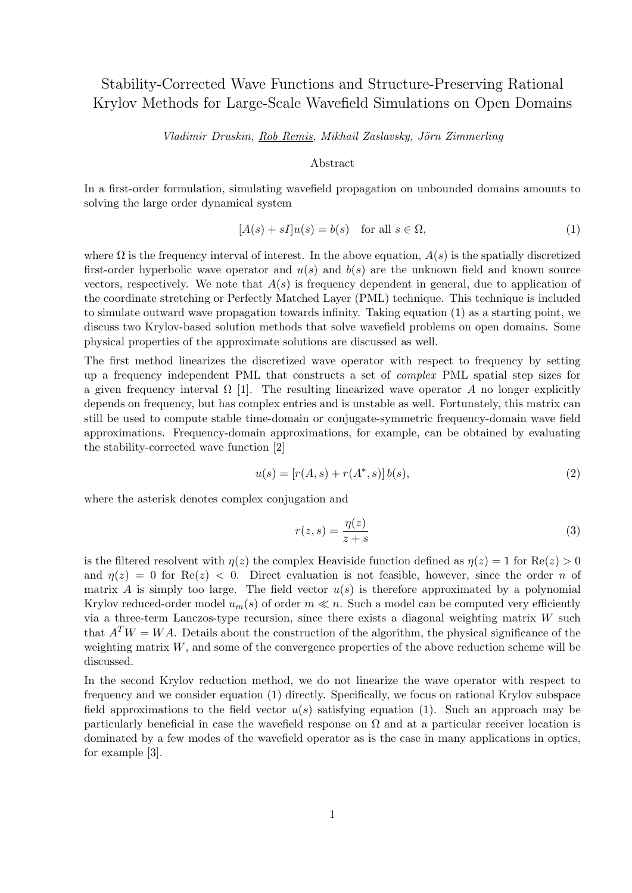# Stability-Corrected Wave Functions and Structure-Preserving Rational Krylov Methods for Large-Scale Wavefield Simulations on Open Domains

*Vladimir Druskin, Rob Remis, Mikhail Zaslavsky, Jörn Zimmerling*

## Abstract

In a first-order formulation, simulating wavefield propagation on unbounded domains amounts to solving the large order dynamical system

$$[A(s) + sI]u(s) = b(s) \quad \text{for all } s \in \Omega, \tag{1}$$

where $\Omega$ is the frequency interval of interest. In the above equation, $A(s)$ is the spatially discretized first-order hyperbolic wave operator and $u(s)$ and $b(s)$ are the unknown field and known source vectors, respectively. We note that $A(s)$ is frequency dependent in general, due to application of the coordinate stretching or Perfectly Matched Layer (PML) technique. This technique is included to simulate outward wave propagation towards infinity. Taking equation (1) as a starting point, we discuss two Krylov-based solution methods that solve wavefield problems on open domains. Some physical properties of the approximate solutions are discussed as well.

The first method linearizes the discretized wave operator with respect to frequency by setting up a frequency independent PML that constructs a set of *complex* PML spatial step sizes for a given frequency interval $\Omega$ [1]. The resulting linearized wave operator $A$ no longer explicitly depends on frequency, but has complex entries and is unstable as well. Fortunately, this matrix can still be used to compute stable time-domain or conjugate-symmetric frequency-domain wave field approximations. Frequency-domain approximations, for example, can be obtained by evaluating the stability-corrected wave function [2]

$$u(s) = [r(A, s) + r(A^*, s)]\, b(s), \tag{2}$$

where the asterisk denotes complex conjugation and

$$r(z, s) = \frac{\eta(z)}{z + s} \tag{3}$$

is the filtered resolvent with $\eta(z)$ the complex Heaviside function defined as $\eta(z) = 1$ for $\mathrm{Re}(z) > 0$ and $\eta(z) = 0$ for $\mathrm{Re}(z) < 0$. Direct evaluation is not feasible, however, since the order $n$ of matrix $A$ is simply too large. The field vector $u(s)$ is therefore approximated by a polynomial Krylov reduced-order model $u_m(s)$ of order $m \ll n$. Such a model can be computed very efficiently via a three-term Lanczos-type recursion, since there exists a diagonal weighting matrix $W$ such that $A^T W = WA$. Details about the construction of the algorithm, the physical significance of the weighting matrix $W$, and some of the convergence properties of the above reduction scheme will be discussed.

In the second Krylov reduction method, we do not linearize the wave operator with respect to frequency and we consider equation (1) directly. Specifically, we focus on rational Krylov subspace field approximations to the field vector $u(s)$ satisfying equation (1). Such an approach may be particularly beneficial in case the wavefield response on $\Omega$ and at a particular receiver location is dominated by a few modes of the wavefield operator as is the case in many applications in optics, for example [3].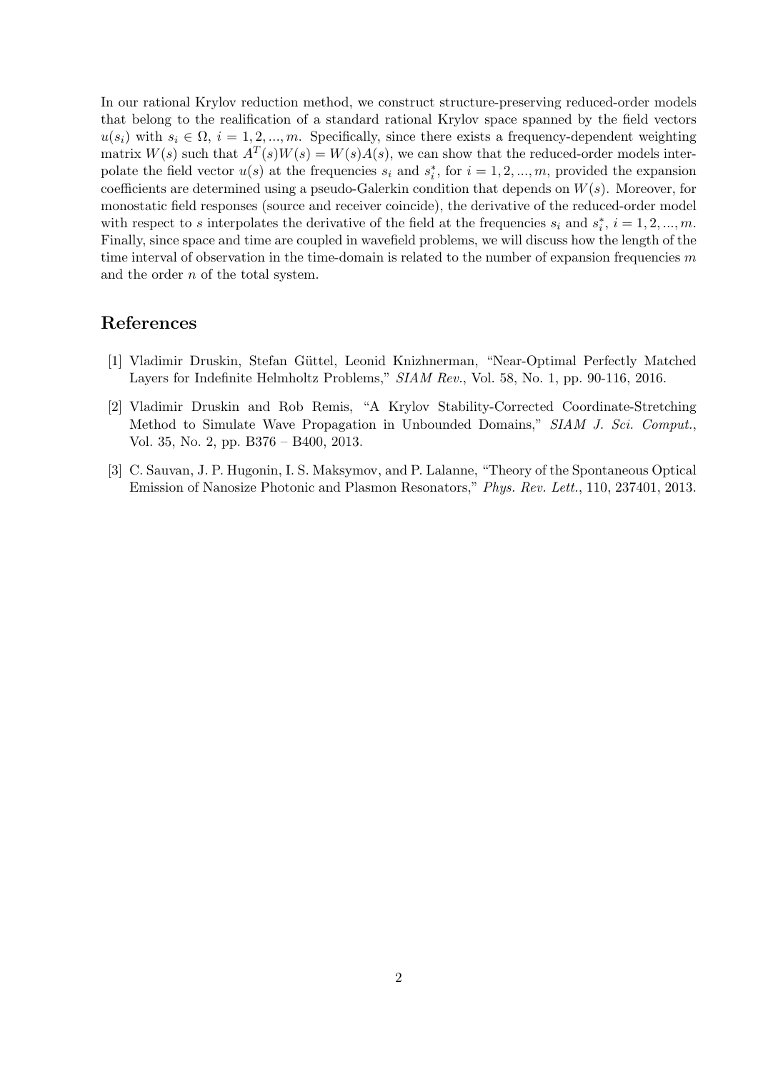In our rational Krylov reduction method, we construct structure-preserving reduced-order models that belong to the realification of a standard rational Krylov space spanned by the field vectors $u(s_i)$ with $s_i \in \Omega$, $i = 1, 2, ..., m$. Specifically, since there exists a frequency-dependent weighting matrix $W(s)$ such that $A^T(s)W(s) = W(s)A(s)$, we can show that the reduced-order models interpolate the field vector $u(s)$ at the frequencies $s_i$ and $s_i^*$, for $i = 1, 2, ..., m$, provided the expansion coefficients are determined using a pseudo-Galerkin condition that depends on $W(s)$. Moreover, for monostatic field responses (source and receiver coincide), the derivative of the reduced-order model with respect to $s$ interpolates the derivative of the field at the frequencies $s_i$ and $s_i^*$, $i = 1, 2, ..., m$. Finally, since space and time are coupled in wavefield problems, we will discuss how the length of the time interval of observation in the time-domain is related to the number of expansion frequencies $m$ and the order $n$ of the total system.

## References

[1] Vladimir Druskin, Stefan Güttel, Leonid Knizhnerman, "Near-Optimal Perfectly Matched Layers for Indefinite Helmholtz Problems," *SIAM Rev.*, Vol. 58, No. 1, pp. 90-116, 2016.

[2] Vladimir Druskin and Rob Remis, "A Krylov Stability-Corrected Coordinate-Stretching Method to Simulate Wave Propagation in Unbounded Domains," *SIAM J. Sci. Comput.*, Vol. 35, No. 2, pp. B376 – B400, 2013.

[3] C. Sauvan, J. P. Hugonin, I. S. Maksymov, and P. Lalanne, "Theory of the Spontaneous Optical Emission of Nanosize Photonic and Plasmon Resonators," *Phys. Rev. Lett.*, 110, 237401, 2013.